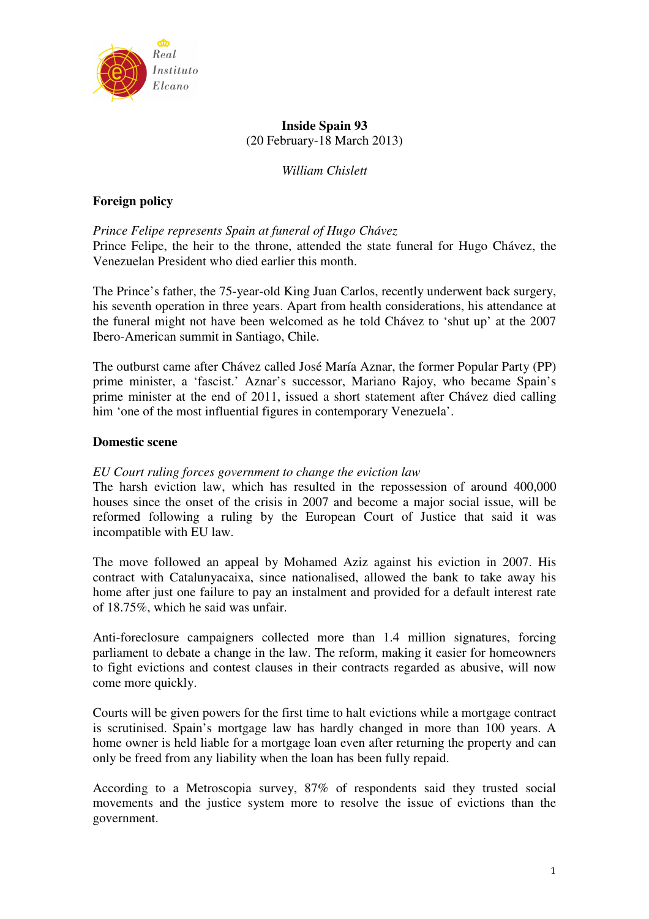Real Instituto Elcano

# Inside Spain 93
(20 February-18 March 2013)

*William Chislett*

## Foreign policy

*Prince Felipe represents Spain at funeral of Hugo Chávez*
Prince Felipe, the heir to the throne, attended the state funeral for Hugo Chávez, the Venezuelan President who died earlier this month.

The Prince's father, the 75-year-old King Juan Carlos, recently underwent back surgery, his seventh operation in three years. Apart from health considerations, his attendance at the funeral might not have been welcomed as he told Chávez to 'shut up' at the 2007 Ibero-American summit in Santiago, Chile.

The outburst came after Chávez called José María Aznar, the former Popular Party (PP) prime minister, a 'fascist.' Aznar's successor, Mariano Rajoy, who became Spain's prime minister at the end of 2011, issued a short statement after Chávez died calling him 'one of the most influential figures in contemporary Venezuela'.

## Domestic scene

*EU Court ruling forces government to change the eviction law*
The harsh eviction law, which has resulted in the repossession of around 400,000 houses since the onset of the crisis in 2007 and become a major social issue, will be reformed following a ruling by the European Court of Justice that said it was incompatible with EU law.

The move followed an appeal by Mohamed Aziz against his eviction in 2007. His contract with Catalunyacaixa, since nationalised, allowed the bank to take away his home after just one failure to pay an instalment and provided for a default interest rate of 18.75%, which he said was unfair.

Anti-foreclosure campaigners collected more than 1.4 million signatures, forcing parliament to debate a change in the law. The reform, making it easier for homeowners to fight evictions and contest clauses in their contracts regarded as abusive, will now come more quickly.

Courts will be given powers for the first time to halt evictions while a mortgage contract is scrutinised. Spain's mortgage law has hardly changed in more than 100 years. A home owner is held liable for a mortgage loan even after returning the property and can only be freed from any liability when the loan has been fully repaid.

According to a Metroscopia survey, 87% of respondents said they trusted social movements and the justice system more to resolve the issue of evictions than the government.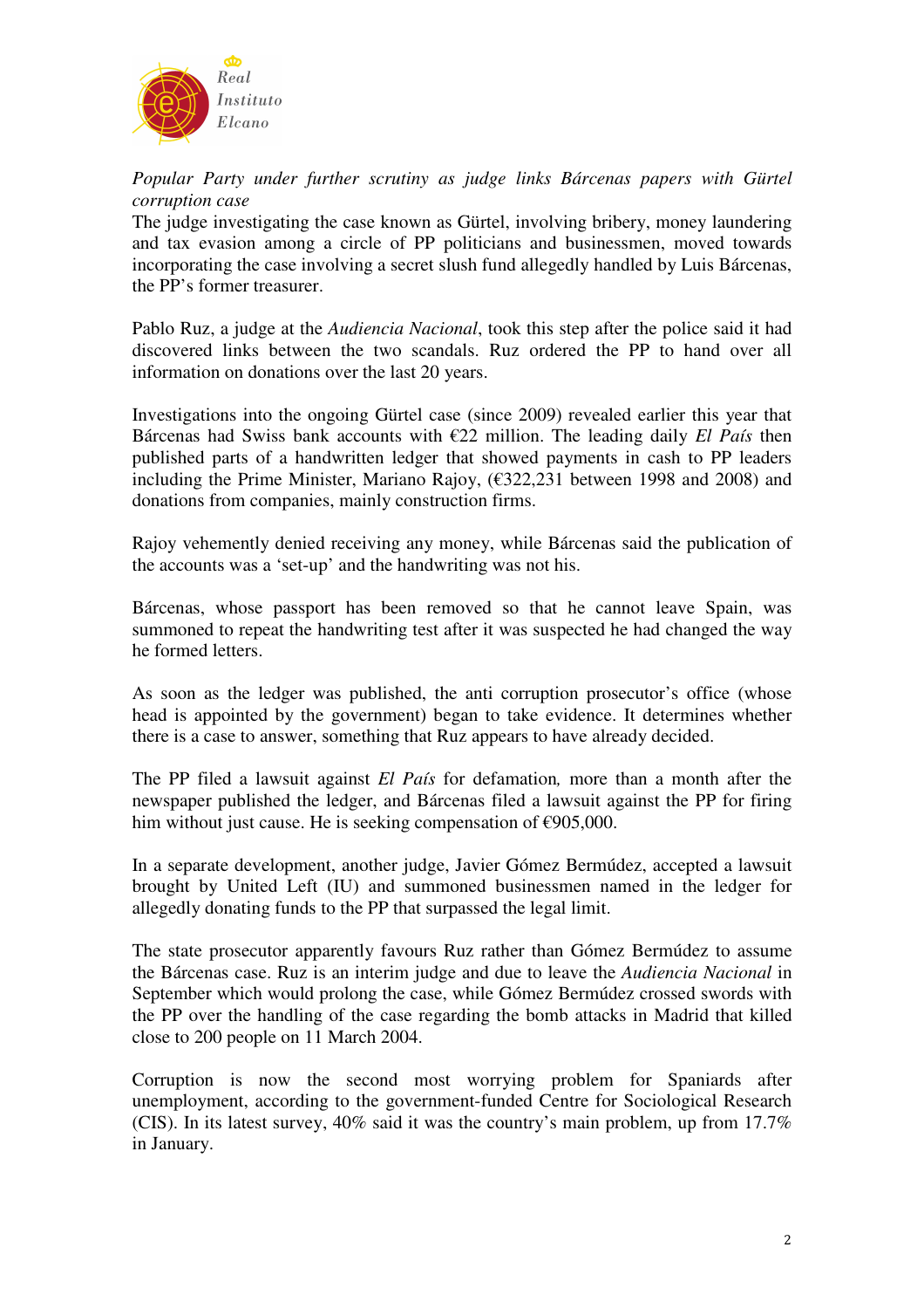*Popular Party under further scrutiny as judge links Bárcenas papers with Gürtel corruption case*

The judge investigating the case known as Gürtel, involving bribery, money laundering and tax evasion among a circle of PP politicians and businessmen, moved towards incorporating the case involving a secret slush fund allegedly handled by Luis Bárcenas, the PP's former treasurer.

Pablo Ruz, a judge at the *Audiencia Nacional*, took this step after the police said it had discovered links between the two scandals. Ruz ordered the PP to hand over all information on donations over the last 20 years.

Investigations into the ongoing Gürtel case (since 2009) revealed earlier this year that Bárcenas had Swiss bank accounts with €22 million. The leading daily *El País* then published parts of a handwritten ledger that showed payments in cash to PP leaders including the Prime Minister, Mariano Rajoy, (€322,231 between 1998 and 2008) and donations from companies, mainly construction firms.

Rajoy vehemently denied receiving any money, while Bárcenas said the publication of the accounts was a 'set-up' and the handwriting was not his.

Bárcenas, whose passport has been removed so that he cannot leave Spain, was summoned to repeat the handwriting test after it was suspected he had changed the way he formed letters.

As soon as the ledger was published, the anti corruption prosecutor's office (whose head is appointed by the government) began to take evidence. It determines whether there is a case to answer, something that Ruz appears to have already decided.

The PP filed a lawsuit against *El País* for defamation*,* more than a month after the newspaper published the ledger, and Bárcenas filed a lawsuit against the PP for firing him without just cause. He is seeking compensation of €905,000.

In a separate development, another judge, Javier Gómez Bermúdez, accepted a lawsuit brought by United Left (IU) and summoned businessmen named in the ledger for allegedly donating funds to the PP that surpassed the legal limit.

The state prosecutor apparently favours Ruz rather than Gómez Bermúdez to assume the Bárcenas case. Ruz is an interim judge and due to leave the *Audiencia Nacional* in September which would prolong the case, while Gómez Bermúdez crossed swords with the PP over the handling of the case regarding the bomb attacks in Madrid that killed close to 200 people on 11 March 2004.

Corruption is now the second most worrying problem for Spaniards after unemployment, according to the government-funded Centre for Sociological Research (CIS). In its latest survey, 40% said it was the country's main problem, up from 17.7% in January.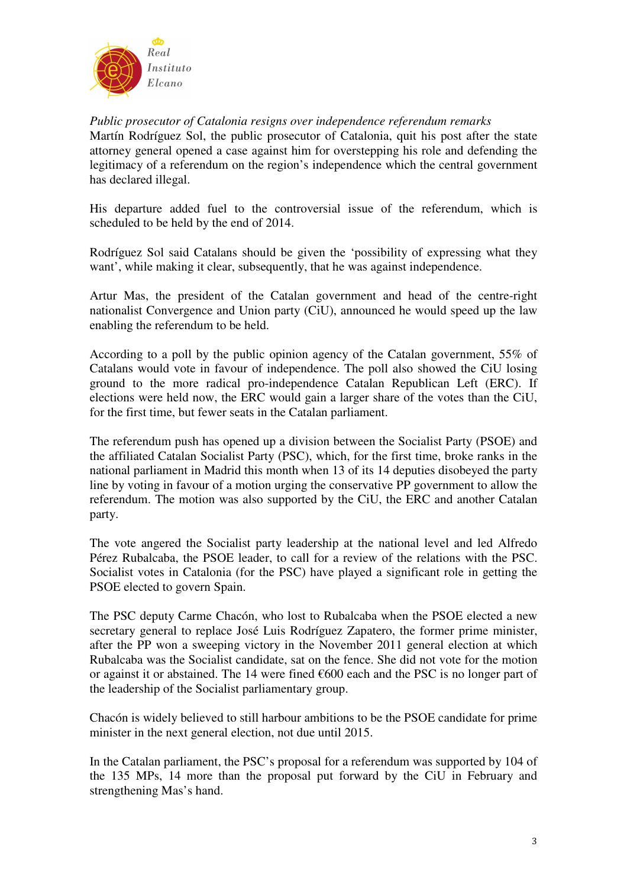*Public prosecutor of Catalonia resigns over independence referendum remarks*
Martín Rodríguez Sol, the public prosecutor of Catalonia, quit his post after the state attorney general opened a case against him for overstepping his role and defending the legitimacy of a referendum on the region's independence which the central government has declared illegal.

His departure added fuel to the controversial issue of the referendum, which is scheduled to be held by the end of 2014.

Rodríguez Sol said Catalans should be given the 'possibility of expressing what they want', while making it clear, subsequently, that he was against independence.

Artur Mas, the president of the Catalan government and head of the centre-right nationalist Convergence and Union party (CiU), announced he would speed up the law enabling the referendum to be held.

According to a poll by the public opinion agency of the Catalan government, 55% of Catalans would vote in favour of independence. The poll also showed the CiU losing ground to the more radical pro-independence Catalan Republican Left (ERC). If elections were held now, the ERC would gain a larger share of the votes than the CiU, for the first time, but fewer seats in the Catalan parliament.

The referendum push has opened up a division between the Socialist Party (PSOE) and the affiliated Catalan Socialist Party (PSC), which, for the first time, broke ranks in the national parliament in Madrid this month when 13 of its 14 deputies disobeyed the party line by voting in favour of a motion urging the conservative PP government to allow the referendum. The motion was also supported by the CiU, the ERC and another Catalan party.

The vote angered the Socialist party leadership at the national level and led Alfredo Pérez Rubalcaba, the PSOE leader, to call for a review of the relations with the PSC. Socialist votes in Catalonia (for the PSC) have played a significant role in getting the PSOE elected to govern Spain.

The PSC deputy Carme Chacón, who lost to Rubalcaba when the PSOE elected a new secretary general to replace José Luis Rodríguez Zapatero, the former prime minister, after the PP won a sweeping victory in the November 2011 general election at which Rubalcaba was the Socialist candidate, sat on the fence. She did not vote for the motion or against it or abstained. The 14 were fined €600 each and the PSC is no longer part of the leadership of the Socialist parliamentary group.

Chacón is widely believed to still harbour ambitions to be the PSOE candidate for prime minister in the next general election, not due until 2015.

In the Catalan parliament, the PSC's proposal for a referendum was supported by 104 of the 135 MPs, 14 more than the proposal put forward by the CiU in February and strengthening Mas's hand.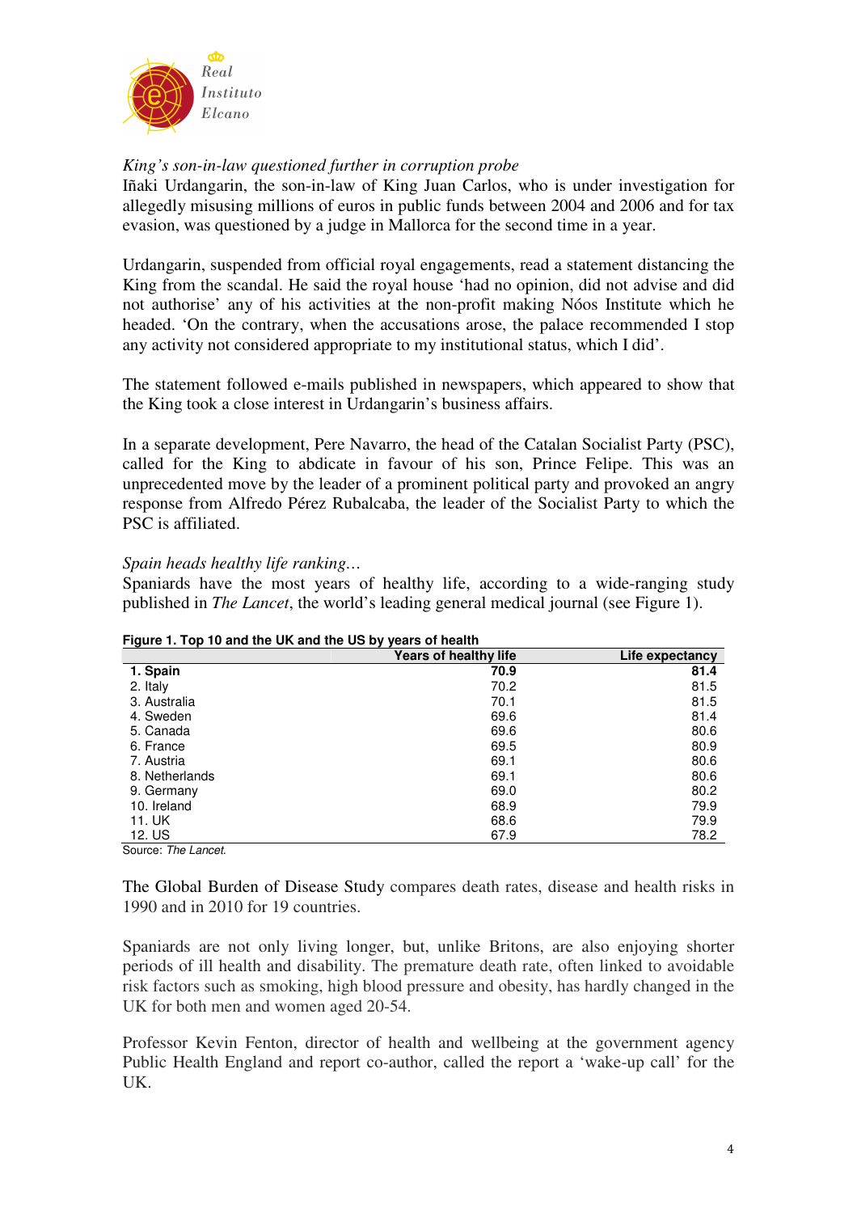*King's son-in-law questioned further in corruption probe*

Iñaki Urdangarin, the son-in-law of King Juan Carlos, who is under investigation for allegedly misusing millions of euros in public funds between 2004 and 2006 and for tax evasion, was questioned by a judge in Mallorca for the second time in a year.

Urdangarin, suspended from official royal engagements, read a statement distancing the King from the scandal. He said the royal house 'had no opinion, did not advise and did not authorise' any of his activities at the non-profit making Nóos Institute which he headed. 'On the contrary, when the accusations arose, the palace recommended I stop any activity not considered appropriate to my institutional status, which I did'.

The statement followed e-mails published in newspapers, which appeared to show that the King took a close interest in Urdangarin's business affairs.

In a separate development, Pere Navarro, the head of the Catalan Socialist Party (PSC), called for the King to abdicate in favour of his son, Prince Felipe. This was an unprecedented move by the leader of a prominent political party and provoked an angry response from Alfredo Pérez Rubalcaba, the leader of the Socialist Party to which the PSC is affiliated.

*Spain heads healthy life ranking…*

Spaniards have the most years of healthy life, according to a wide-ranging study published in *The Lancet*, the world's leading general medical journal (see Figure 1).

**Figure 1. Top 10 and the UK and the US by years of health**

| | Years of healthy life | Life expectancy |
|---|---|---|
| **1. Spain** | **70.9** | **81.4** |
| 2. Italy | 70.2 | 81.5 |
| 3. Australia | 70.1 | 81.5 |
| 4. Sweden | 69.6 | 81.4 |
| 5. Canada | 69.6 | 80.6 |
| 6. France | 69.5 | 80.9 |
| 7. Austria | 69.1 | 80.6 |
| 8. Netherlands | 69.1 | 80.6 |
| 9. Germany | 69.0 | 80.2 |
| 10. Ireland | 68.9 | 79.9 |
| 11. UK | 68.6 | 79.9 |
| 12. US | 67.9 | 78.2 |

Source: *The Lancet.*

The Global Burden of Disease Study compares death rates, disease and health risks in 1990 and in 2010 for 19 countries.

Spaniards are not only living longer, but, unlike Britons, are also enjoying shorter periods of ill health and disability. The premature death rate, often linked to avoidable risk factors such as smoking, high blood pressure and obesity, has hardly changed in the UK for both men and women aged 20-54.

Professor Kevin Fenton, director of health and wellbeing at the government agency Public Health England and report co-author, called the report a 'wake-up call' for the UK.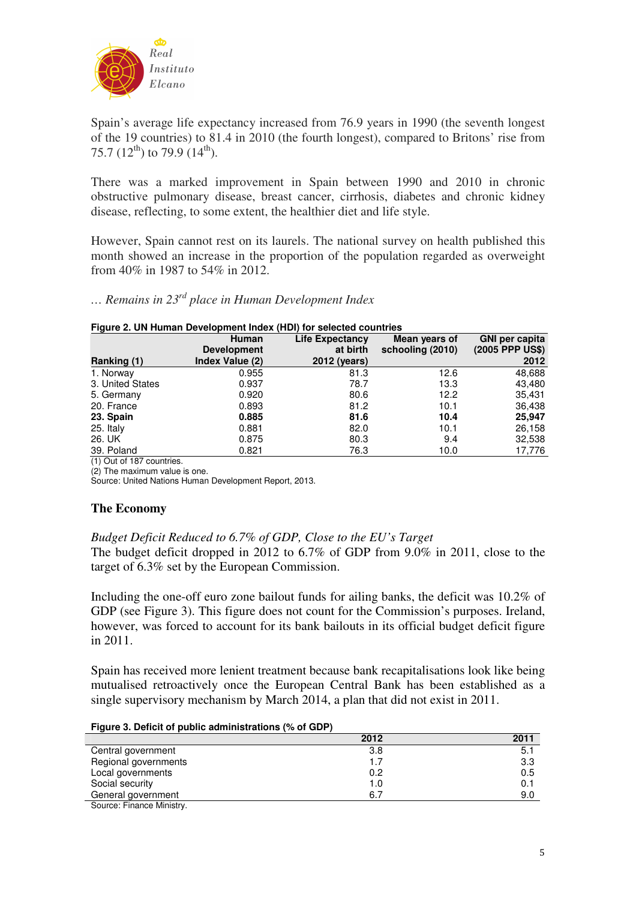Spain's average life expectancy increased from 76.9 years in 1990 (the seventh longest of the 19 countries) to 81.4 in 2010 (the fourth longest), compared to Britons' rise from 75.7 (12th) to 79.9 (14th).

There was a marked improvement in Spain between 1990 and 2010 in chronic obstructive pulmonary disease, breast cancer, cirrhosis, diabetes and chronic kidney disease, reflecting, to some extent, the healthier diet and life style.

However, Spain cannot rest on its laurels. The national survey on health published this month showed an increase in the proportion of the population regarded as overweight from 40% in 1987 to 54% in 2012.

*… Remains in 23rd place in Human Development Index*

**Figure 2. UN Human Development Index (HDI) for selected countries**

| Ranking (1) | Human Development Index Value (2) | Life Expectancy at birth 2012 (years) | Mean years of schooling (2010) | GNI per capita (2005 PPP US$) 2012 |
|---|---|---|---|---|
| 1. Norway | 0.955 | 81.3 | 12.6 | 48,688 |
| 3. United States | 0.937 | 78.7 | 13.3 | 43,480 |
| 5. Germany | 0.920 | 80.6 | 12.2 | 35,431 |
| 20. France | 0.893 | 81.2 | 10.1 | 36,438 |
| **23. Spain** | **0.885** | **81.6** | **10.4** | **25,947** |
| 25. Italy | 0.881 | 82.0 | 10.1 | 26,158 |
| 26. UK | 0.875 | 80.3 | 9.4 | 32,538 |
| 39. Poland | 0.821 | 76.3 | 10.0 | 17,776 |

(1) Out of 187 countries.
(2) The maximum value is one.
Source: United Nations Human Development Report, 2013.

## The Economy

*Budget Deficit Reduced to 6.7% of GDP, Close to the EU's Target*

The budget deficit dropped in 2012 to 6.7% of GDP from 9.0% in 2011, close to the target of 6.3% set by the European Commission.

Including the one-off euro zone bailout funds for ailing banks, the deficit was 10.2% of GDP (see Figure 3). This figure does not count for the Commission's purposes. Ireland, however, was forced to account for its bank bailouts in its official budget deficit figure in 2011.

Spain has received more lenient treatment because bank recapitalisations look like being mutualised retroactively once the European Central Bank has been established as a single supervisory mechanism by March 2014, a plan that did not exist in 2011.

**Figure 3. Deficit of public administrations (% of GDP)**

| | 2012 | 2011 |
|---|---|---|
| Central government | 3.8 | 5.1 |
| Regional governments | 1.7 | 3.3 |
| Local governments | 0.2 | 0.5 |
| Social security | 1.0 | 0.1 |
| General government | 6.7 | 9.0 |

Source: Finance Ministry.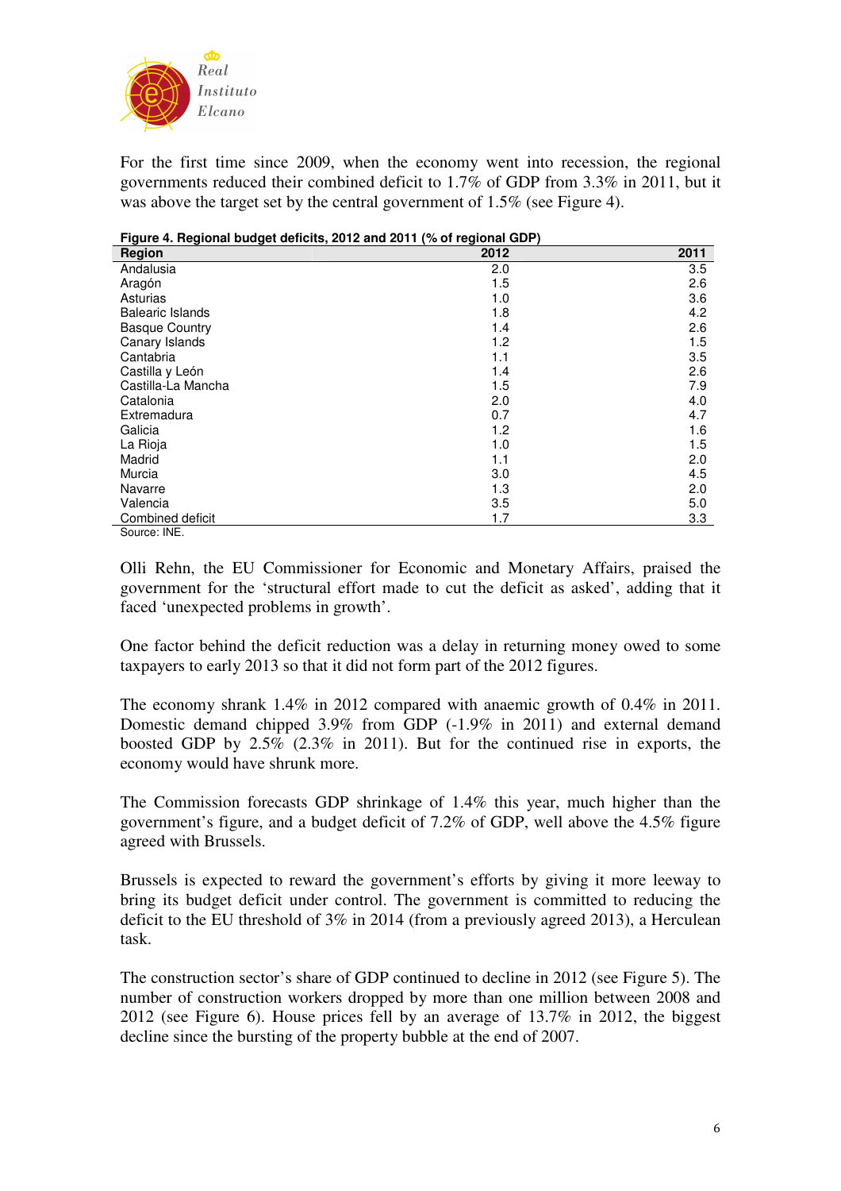For the first time since 2009, when the economy went into recession, the regional governments reduced their combined deficit to 1.7% of GDP from 3.3% in 2011, but it was above the target set by the central government of 1.5% (see Figure 4).

**Figure 4. Regional budget deficits, 2012 and 2011 (% of regional GDP)**

| Region | 2012 | 2011 |
|---|---|---|
| Andalusia | 2.0 | 3.5 |
| Aragón | 1.5 | 2.6 |
| Asturias | 1.0 | 3.6 |
| Balearic Islands | 1.8 | 4.2 |
| Basque Country | 1.4 | 2.6 |
| Canary Islands | 1.2 | 1.5 |
| Cantabria | 1.1 | 3.5 |
| Castilla y León | 1.4 | 2.6 |
| Castilla-La Mancha | 1.5 | 7.9 |
| Catalonia | 2.0 | 4.0 |
| Extremadura | 0.7 | 4.7 |
| Galicia | 1.2 | 1.6 |
| La Rioja | 1.0 | 1.5 |
| Madrid | 1.1 | 2.0 |
| Murcia | 3.0 | 4.5 |
| Navarre | 1.3 | 2.0 |
| Valencia | 3.5 | 5.0 |
| Combined deficit | 1.7 | 3.3 |

Source: INE.

Olli Rehn, the EU Commissioner for Economic and Monetary Affairs, praised the government for the 'structural effort made to cut the deficit as asked', adding that it faced 'unexpected problems in growth'.

One factor behind the deficit reduction was a delay in returning money owed to some taxpayers to early 2013 so that it did not form part of the 2012 figures.

The economy shrank 1.4% in 2012 compared with anaemic growth of 0.4% in 2011. Domestic demand chipped 3.9% from GDP (-1.9% in 2011) and external demand boosted GDP by 2.5% (2.3% in 2011). But for the continued rise in exports, the economy would have shrunk more.

The Commission forecasts GDP shrinkage of 1.4% this year, much higher than the government's figure, and a budget deficit of 7.2% of GDP, well above the 4.5% figure agreed with Brussels.

Brussels is expected to reward the government's efforts by giving it more leeway to bring its budget deficit under control. The government is committed to reducing the deficit to the EU threshold of 3% in 2014 (from a previously agreed 2013), a Herculean task.

The construction sector's share of GDP continued to decline in 2012 (see Figure 5). The number of construction workers dropped by more than one million between 2008 and 2012 (see Figure 6). House prices fell by an average of 13.7% in 2012, the biggest decline since the bursting of the property bubble at the end of 2007.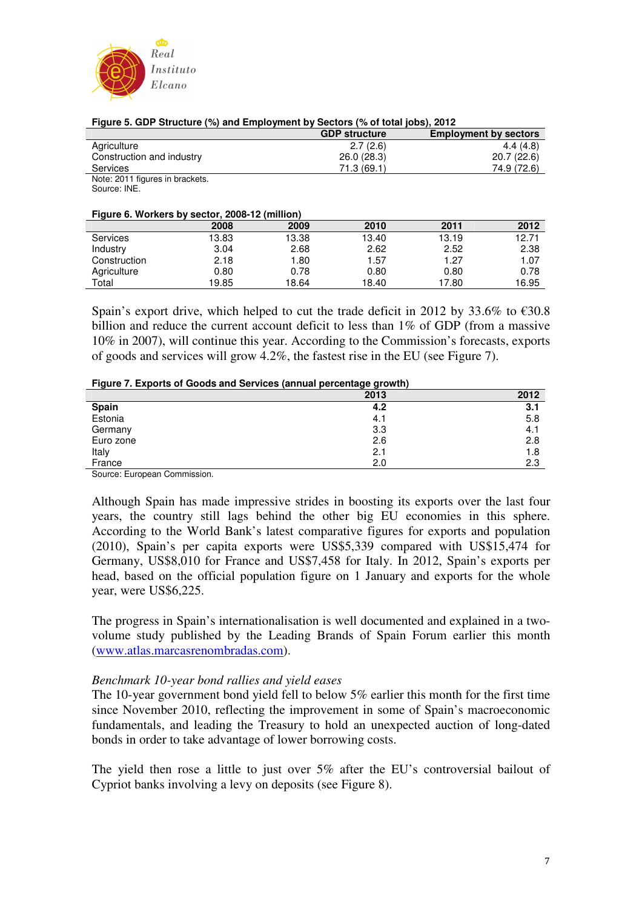**Figure 5. GDP Structure (%) and Employment by Sectors (% of total jobs), 2012**

| | GDP structure | Employment by sectors |
|---|---|---|
| Agriculture | 2.7 (2.6) | 4.4 (4.8) |
| Construction and industry | 26.0 (28.3) | 20.7 (22.6) |
| Services | 71.3 (69.1) | 74.9 (72.6) |

Note: 2011 figures in brackets.
Source: INE.

**Figure 6. Workers by sector, 2008-12 (million)**

| | 2008 | 2009 | 2010 | 2011 | 2012 |
|---|---|---|---|---|---|
| Services | 13.83 | 13.38 | 13.40 | 13.19 | 12.71 |
| Industry | 3.04 | 2.68 | 2.62 | 2.52 | 2.38 |
| Construction | 2.18 | 1.80 | 1.57 | 1.27 | 1.07 |
| Agriculture | 0.80 | 0.78 | 0.80 | 0.80 | 0.78 |
| Total | 19.85 | 18.64 | 18.40 | 17.80 | 16.95 |

Spain's export drive, which helped to cut the trade deficit in 2012 by 33.6% to €30.8 billion and reduce the current account deficit to less than 1% of GDP (from a massive 10% in 2007), will continue this year. According to the Commission's forecasts, exports of goods and services will grow 4.2%, the fastest rise in the EU (see Figure 7).

**Figure 7. Exports of Goods and Services (annual percentage growth)**

| | 2013 | 2012 |
|---|---|---|
| **Spain** | **4.2** | **3.1** |
| Estonia | 4.1 | 5.8 |
| Germany | 3.3 | 4.1 |
| Euro zone | 2.6 | 2.8 |
| Italy | 2.1 | 1.8 |
| France | 2.0 | 2.3 |

Source: European Commission.

Although Spain has made impressive strides in boosting its exports over the last four years, the country still lags behind the other big EU economies in this sphere. According to the World Bank's latest comparative figures for exports and population (2010), Spain's per capita exports were US$5,339 compared with US$15,474 for Germany, US$8,010 for France and US$7,458 for Italy. In 2012, Spain's exports per head, based on the official population figure on 1 January and exports for the whole year, were US$6,225.

The progress in Spain's internationalisation is well documented and explained in a two-volume study published by the Leading Brands of Spain Forum earlier this month (www.atlas.marcasrenombradas.com).

*Benchmark 10-year bond rallies and yield eases*

The 10-year government bond yield fell to below 5% earlier this month for the first time since November 2010, reflecting the improvement in some of Spain's macroeconomic fundamentals, and leading the Treasury to hold an unexpected auction of long-dated bonds in order to take advantage of lower borrowing costs.

The yield then rose a little to just over 5% after the EU's controversial bailout of Cypriot banks involving a levy on deposits (see Figure 8).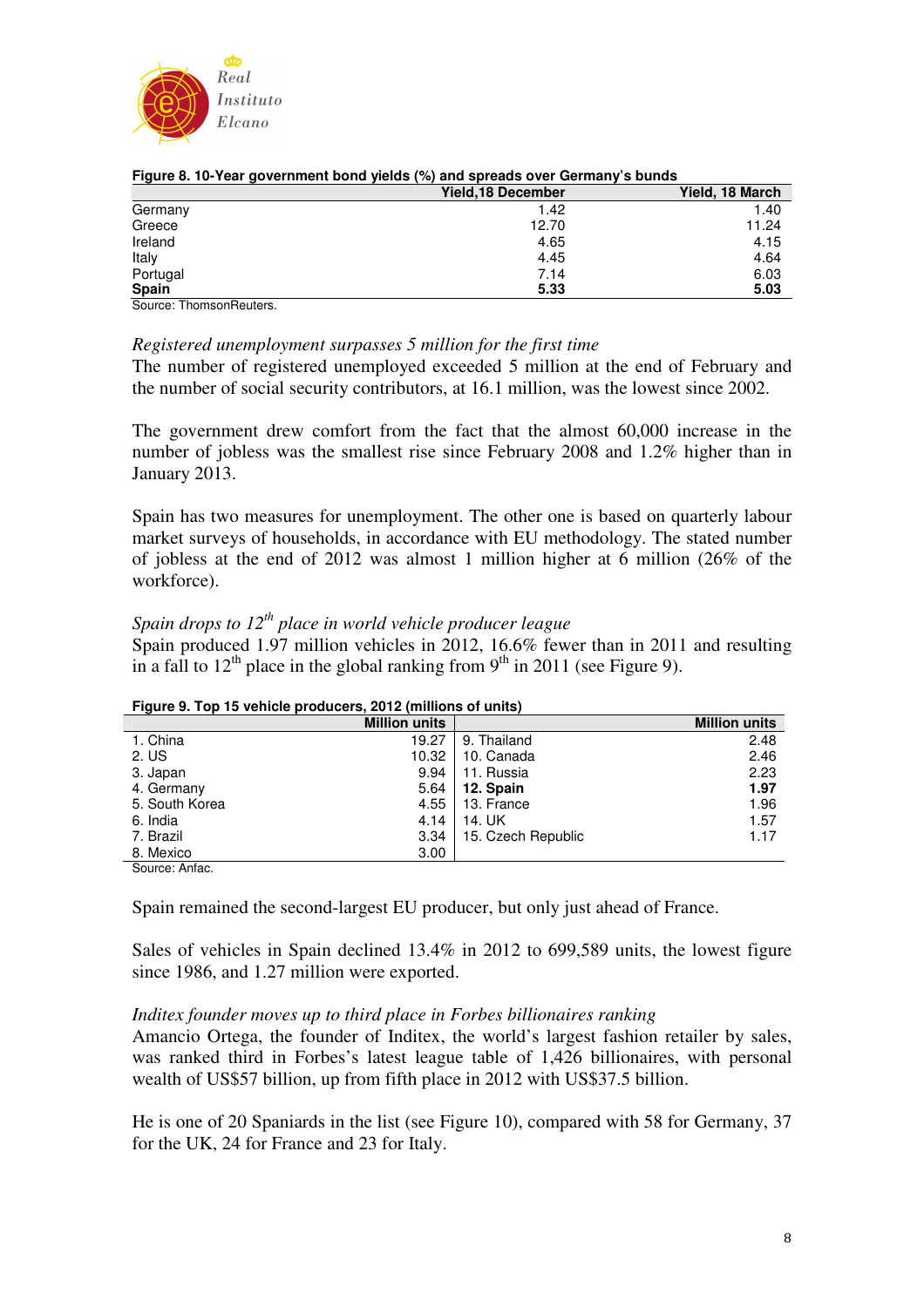**Figure 8. 10-Year government bond yields (%) and spreads over Germany's bunds**

| | Yield,18 December | Yield, 18 March |
|---|---|---|
| Germany | 1.42 | 1.40 |
| Greece | 12.70 | 11.24 |
| Ireland | 4.65 | 4.15 |
| Italy | 4.45 | 4.64 |
| Portugal | 7.14 | 6.03 |
| **Spain** | **5.33** | **5.03** |

Source: ThomsonReuters.

*Registered unemployment surpasses 5 million for the first time*

The number of registered unemployed exceeded 5 million at the end of February and the number of social security contributors, at 16.1 million, was the lowest since 2002.

The government drew comfort from the fact that the almost 60,000 increase in the number of jobless was the smallest rise since February 2008 and 1.2% higher than in January 2013.

Spain has two measures for unemployment. The other one is based on quarterly labour market surveys of households, in accordance with EU methodology. The stated number of jobless at the end of 2012 was almost 1 million higher at 6 million (26% of the workforce).

*Spain drops to 12th place in world vehicle producer league*

Spain produced 1.97 million vehicles in 2012, 16.6% fewer than in 2011 and resulting in a fall to 12th place in the global ranking from 9th in 2011 (see Figure 9).

**Figure 9. Top 15 vehicle producers, 2012 (millions of units)**

| | Million units | | Million units |
|---|---|---|---|
| 1. China | 19.27 | 9. Thailand | 2.48 |
| 2. US | 10.32 | 10. Canada | 2.46 |
| 3. Japan | 9.94 | 11. Russia | 2.23 |
| 4. Germany | 5.64 | **12. Spain** | **1.97** |
| 5. South Korea | 4.55 | 13. France | 1.96 |
| 6. India | 4.14 | 14. UK | 1.57 |
| 7. Brazil | 3.34 | 15. Czech Republic | 1.17 |
| 8. Mexico | 3.00 | | |

Source: Anfac.

Spain remained the second-largest EU producer, but only just ahead of France.

Sales of vehicles in Spain declined 13.4% in 2012 to 699,589 units, the lowest figure since 1986, and 1.27 million were exported.

*Inditex founder moves up to third place in Forbes billionaires ranking*

Amancio Ortega, the founder of Inditex, the world's largest fashion retailer by sales, was ranked third in Forbes's latest league table of 1,426 billionaires, with personal wealth of US$57 billion, up from fifth place in 2012 with US$37.5 billion.

He is one of 20 Spaniards in the list (see Figure 10), compared with 58 for Germany, 37 for the UK, 24 for France and 23 for Italy.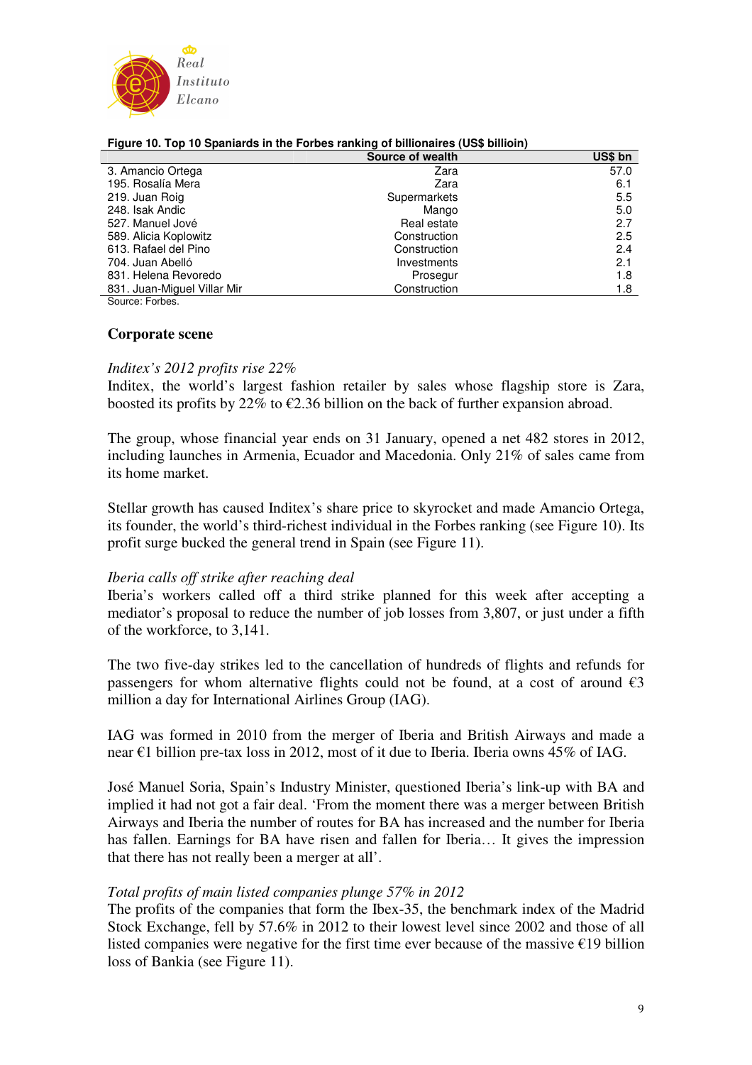**Figure 10. Top 10 Spaniards in the Forbes ranking of billionaires (US$ billioin)**

| | Source of wealth | US$ bn |
|---|---|---|
| 3. Amancio Ortega | Zara | 57.0 |
| 195. Rosalía Mera | Zara | 6.1 |
| 219. Juan Roig | Supermarkets | 5.5 |
| 248. Isak Andic | Mango | 5.0 |
| 527. Manuel Jové | Real estate | 2.7 |
| 589. Alicia Koplowitz | Construction | 2.5 |
| 613. Rafael del Pino | Construction | 2.4 |
| 704. Juan Abelló | Investments | 2.1 |
| 831. Helena Revoredo | Prosegur | 1.8 |
| 831. Juan-Miguel Villar Mir | Construction | 1.8 |

Source: Forbes.

## Corporate scene

*Inditex's 2012 profits rise 22%*

Inditex, the world's largest fashion retailer by sales whose flagship store is Zara, boosted its profits by 22% to €2.36 billion on the back of further expansion abroad.

The group, whose financial year ends on 31 January, opened a net 482 stores in 2012, including launches in Armenia, Ecuador and Macedonia. Only 21% of sales came from its home market.

Stellar growth has caused Inditex's share price to skyrocket and made Amancio Ortega, its founder, the world's third-richest individual in the Forbes ranking (see Figure 10). Its profit surge bucked the general trend in Spain (see Figure 11).

*Iberia calls off strike after reaching deal*

Iberia's workers called off a third strike planned for this week after accepting a mediator's proposal to reduce the number of job losses from 3,807, or just under a fifth of the workforce, to 3,141.

The two five-day strikes led to the cancellation of hundreds of flights and refunds for passengers for whom alternative flights could not be found, at a cost of around €3 million a day for International Airlines Group (IAG).

IAG was formed in 2010 from the merger of Iberia and British Airways and made a near €1 billion pre-tax loss in 2012, most of it due to Iberia. Iberia owns 45% of IAG.

José Manuel Soria, Spain's Industry Minister, questioned Iberia's link-up with BA and implied it had not got a fair deal. 'From the moment there was a merger between British Airways and Iberia the number of routes for BA has increased and the number for Iberia has fallen. Earnings for BA have risen and fallen for Iberia… It gives the impression that there has not really been a merger at all'.

*Total profits of main listed companies plunge 57% in 2012*

The profits of the companies that form the Ibex-35, the benchmark index of the Madrid Stock Exchange, fell by 57.6% in 2012 to their lowest level since 2002 and those of all listed companies were negative for the first time ever because of the massive €19 billion loss of Bankia (see Figure 11).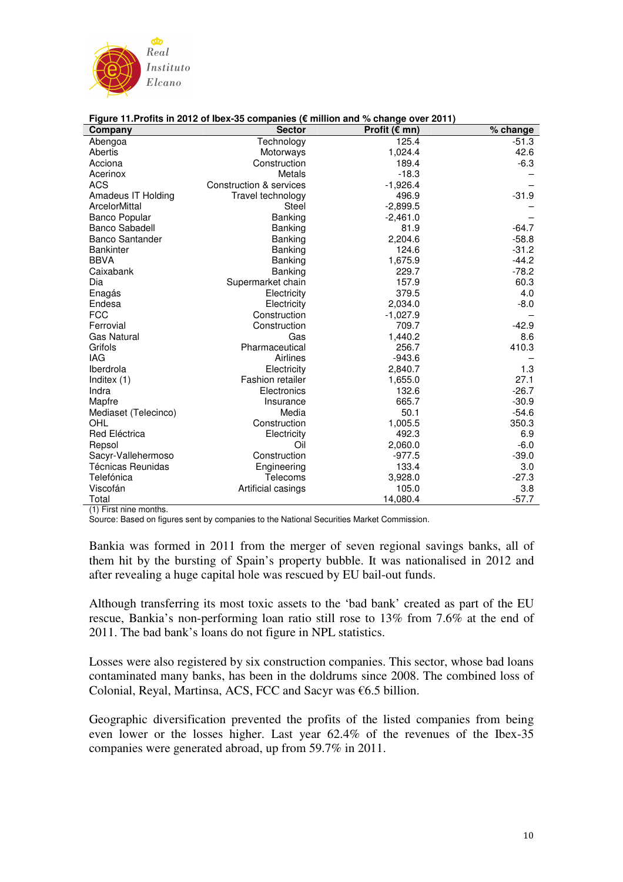**Figure 11.Profits in 2012 of Ibex-35 companies (€ million and % change over 2011)**

| Company | Sector | Profit (€ mn) | % change |
|---|---|---|---|
| Abengoa | Technology | 125.4 | -51.3 |
| Abertis | Motorways | 1,024.4 | 42.6 |
| Acciona | Construction | 189.4 | -6.3 |
| Acerinox | Metals | -18.3 | – |
| ACS | Construction & services | -1,926.4 | – |
| Amadeus IT Holding | Travel technology | 496.9 | -31.9 |
| ArcelorMittal | Steel | -2,899.5 | – |
| Banco Popular | Banking | -2,461.0 | – |
| Banco Sabadell | Banking | 81.9 | -64.7 |
| Banco Santander | Banking | 2,204.6 | -58.8 |
| Bankinter | Banking | 124.6 | -31.2 |
| BBVA | Banking | 1,675.9 | -44.2 |
| Caixabank | Banking | 229.7 | -78.2 |
| Dia | Supermarket chain | 157.9 | 60.3 |
| Enagás | Electricity | 379.5 | 4.0 |
| Endesa | Electricity | 2,034.0 | -8.0 |
| FCC | Construction | -1,027.9 | – |
| Ferrovial | Construction | 709.7 | -42.9 |
| Gas Natural | Gas | 1,440.2 | 8.6 |
| Grifols | Pharmaceutical | 256.7 | 410.3 |
| IAG | Airlines | -943.6 | – |
| Iberdrola | Electricity | 2,840.7 | 1.3 |
| Inditex (1) | Fashion retailer | 1,655.0 | 27.1 |
| Indra | Electronics | 132.6 | -26.7 |
| Mapfre | Insurance | 665.7 | -30.9 |
| Mediaset (Telecinco) | Media | 50.1 | -54.6 |
| OHL | Construction | 1,005.5 | 350.3 |
| Red Eléctrica | Electricity | 492.3 | 6.9 |
| Repsol | Oil | 2,060.0 | -6.0 |
| Sacyr-Vallehermoso | Construction | -977.5 | -39.0 |
| Técnicas Reunidas | Engineering | 133.4 | 3.0 |
| Telefónica | Telecoms | 3,928.0 | -27.3 |
| Viscofán | Artificial casings | 105.0 | 3.8 |
| Total | | 14,080.4 | -57.7 |

(1) First nine months.
Source: Based on figures sent by companies to the National Securities Market Commission.

Bankia was formed in 2011 from the merger of seven regional savings banks, all of them hit by the bursting of Spain's property bubble. It was nationalised in 2012 and after revealing a huge capital hole was rescued by EU bail-out funds.

Although transferring its most toxic assets to the 'bad bank' created as part of the EU rescue, Bankia's non-performing loan ratio still rose to 13% from 7.6% at the end of 2011. The bad bank's loans do not figure in NPL statistics.

Losses were also registered by six construction companies. This sector, whose bad loans contaminated many banks, has been in the doldrums since 2008. The combined loss of Colonial, Reyal, Martinsa, ACS, FCC and Sacyr was €6.5 billion.

Geographic diversification prevented the profits of the listed companies from being even lower or the losses higher. Last year 62.4% of the revenues of the Ibex-35 companies were generated abroad, up from 59.7% in 2011.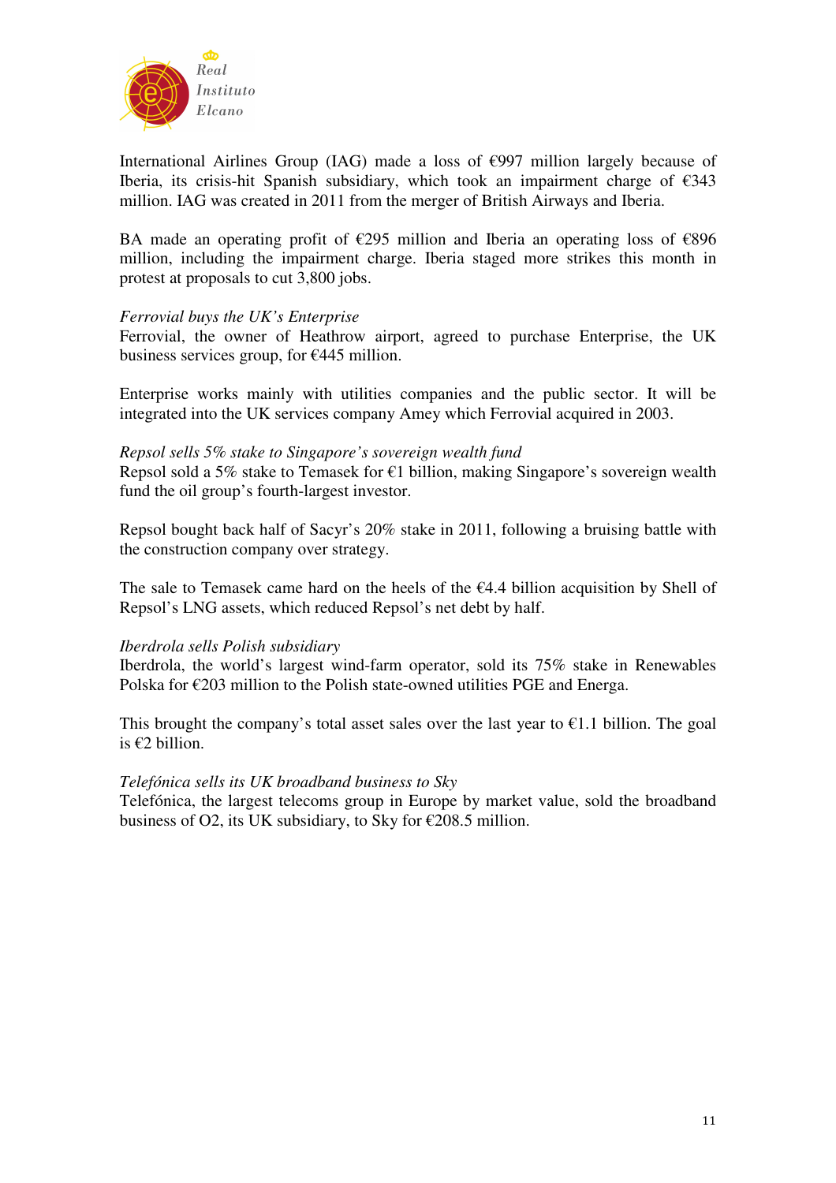International Airlines Group (IAG) made a loss of €997 million largely because of Iberia, its crisis-hit Spanish subsidiary, which took an impairment charge of €343 million. IAG was created in 2011 from the merger of British Airways and Iberia.

BA made an operating profit of €295 million and Iberia an operating loss of €896 million, including the impairment charge. Iberia staged more strikes this month in protest at proposals to cut 3,800 jobs.

*Ferrovial buys the UK's Enterprise*

Ferrovial, the owner of Heathrow airport, agreed to purchase Enterprise, the UK business services group, for €445 million.

Enterprise works mainly with utilities companies and the public sector. It will be integrated into the UK services company Amey which Ferrovial acquired in 2003.

*Repsol sells 5% stake to Singapore's sovereign wealth fund*

Repsol sold a 5% stake to Temasek for €1 billion, making Singapore's sovereign wealth fund the oil group's fourth-largest investor.

Repsol bought back half of Sacyr's 20% stake in 2011, following a bruising battle with the construction company over strategy.

The sale to Temasek came hard on the heels of the €4.4 billion acquisition by Shell of Repsol's LNG assets, which reduced Repsol's net debt by half.

*Iberdrola sells Polish subsidiary*

Iberdrola, the world's largest wind-farm operator, sold its 75% stake in Renewables Polska for €203 million to the Polish state-owned utilities PGE and Energa.

This brought the company's total asset sales over the last year to €1.1 billion. The goal is €2 billion.

*Telefónica sells its UK broadband business to Sky*

Telefónica, the largest telecoms group in Europe by market value, sold the broadband business of O2, its UK subsidiary, to Sky for €208.5 million.